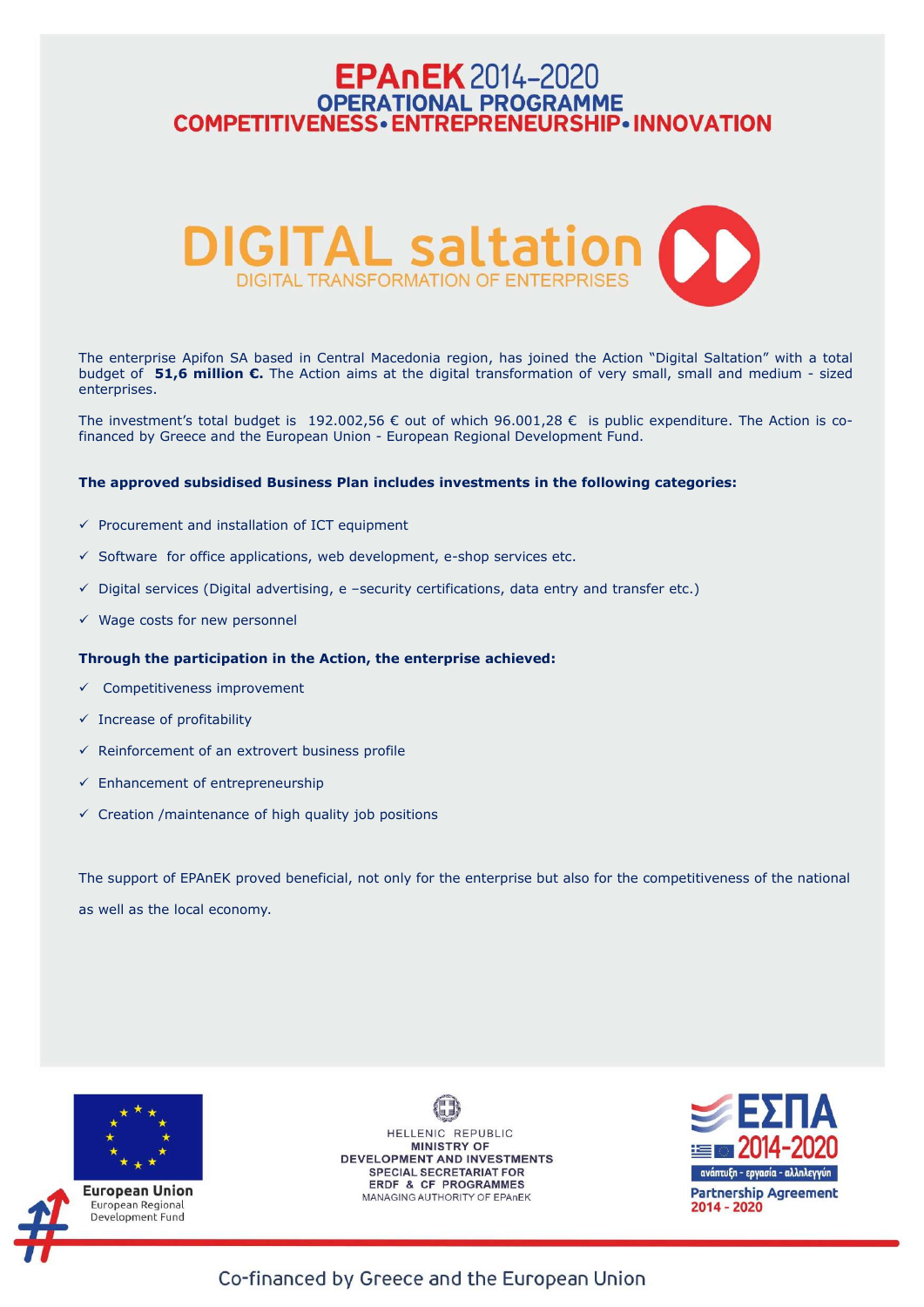# EPAnEK 2014-2020
## OPERATIONAL PROGRAMME
## COMPETITIVENESS • ENTREPRENEURSHIP • INNOVATION

# DIGITAL saltation
### DIGITAL TRANSFORMATION OF ENTERPRISES

The enterprise Apifon SA based in Central Macedonia region, has joined the Action "Digital Saltation" with a total budget of **51,6 million €.** The Action aims at the digital transformation of very small, small and medium - sized enterprises.

The investment's total budget is 192.002,56 € out of which 96.001,28 € is public expenditure. The Action is co-financed by Greece and the European Union - European Regional Development Fund.

**The approved subsidised Business Plan includes investments in the following categories:**

- ✓ Procurement and installation of ICT equipment
- ✓ Software for office applications, web development, e-shop services etc.
- ✓ Digital services (Digital advertising, e –security certifications, data entry and transfer etc.)
- ✓ Wage costs for new personnel

**Through the participation in the Action, the enterprise achieved:**

- ✓ Competitiveness improvement
- ✓ Increase of profitability
- ✓ Reinforcement of an extrovert business profile
- ✓ Enhancement of entrepreneurship
- ✓ Creation /maintenance of high quality job positions

The support of EPAnEK proved beneficial, not only for the enterprise but also for the competitiveness of the national as well as the local economy.

European Union
European Regional Development Fund

HELLENIC REPUBLIC
MINISTRY OF DEVELOPMENT AND INVESTMENTS
SPECIAL SECRETARIAT FOR ERDF & CF PROGRAMMES
MANAGING AUTHORITY OF EPAnEK

ΕΣΠΑ 2014-2020
ανάπτυξη - εργασία - αλληλεγγύη
Partnership Agreement 2014 - 2020

Co-financed by Greece and the European Union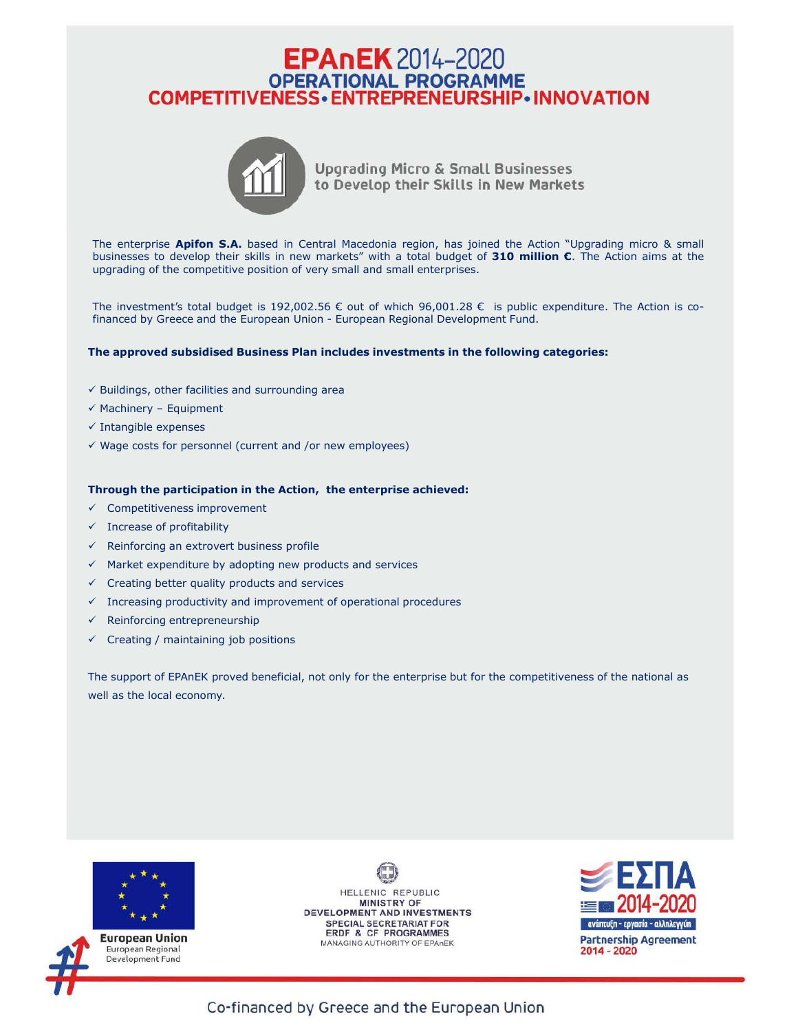# EPAnEK 2014–2020
## OPERATIONAL PROGRAMME
## COMPETITIVENESS • ENTREPRENEURSHIP • INNOVATION

**Upgrading Micro & Small Businesses to Develop their Skills in New Markets**

The enterprise **Apifon S.A.** based in Central Macedonia region, has joined the Action "Upgrading micro & small businesses to develop their skills in new markets" with a total budget of **310 million €**. The Action aims at the upgrading of the competitive position of very small and small enterprises.

The investment's total budget is 192,002.56 € out of which 96,001.28 € is public expenditure. The Action is co-financed by Greece and the European Union - European Regional Development Fund.

**The approved subsidised Business Plan includes investments in the following categories:**

- ✓ Buildings, other facilities and surrounding area
- ✓ Machinery – Equipment
- ✓ Intangible expenses
- ✓ Wage costs for personnel (current and /or new employees)

**Through the participation in the Action, the enterprise achieved:**

- ✓ Competitiveness improvement
- ✓ Increase of profitability
- ✓ Reinforcing an extrovert business profile
- ✓ Market expenditure by adopting new products and services
- ✓ Creating better quality products and services
- ✓ Increasing productivity and improvement of operational procedures
- ✓ Reinforcing entrepreneurship
- ✓ Creating / maintaining job positions

The support of EPAnEK proved beneficial, not only for the enterprise but for the competitiveness of the national as well as the local economy.

European Union
European Regional Development Fund

HELLENIC REPUBLIC
MINISTRY OF DEVELOPMENT AND INVESTMENTS
SPECIAL SECRETARIAT FOR ERDF & CF PROGRAMMES
MANAGING AUTHORITY OF EPAnEK

ΕΣΠΑ 2014-2020
ανάπτυξη - εργασία - αλληλεγγύη
Partnership Agreement
2014 - 2020

Co-financed by Greece and the European Union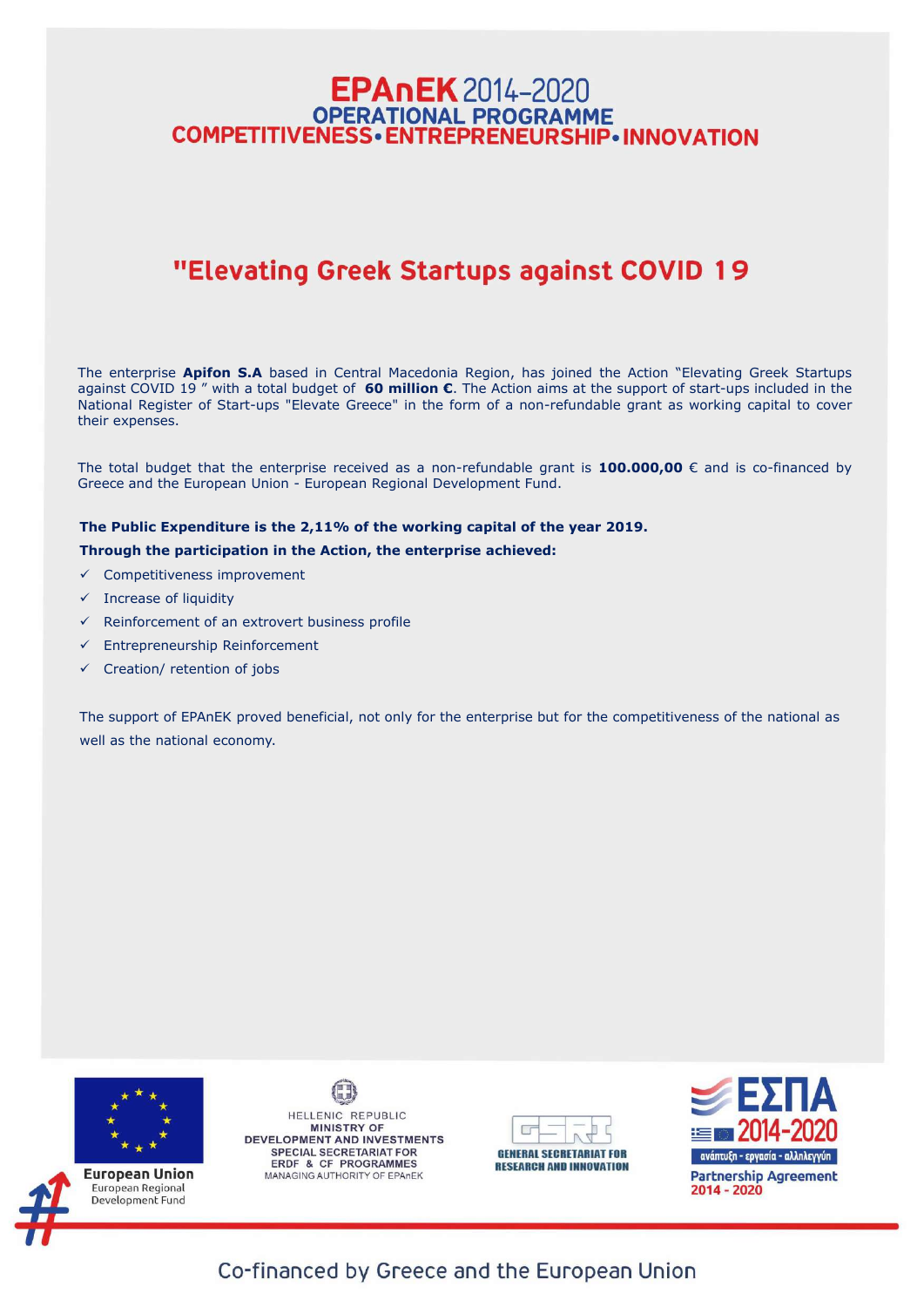# EPAnEK 2014-2020
## OPERATIONAL PROGRAMME
## COMPETITIVENESS•ENTREPRENEURSHIP•INNOVATION

## "Elevating Greek Startups against COVID 19

The enterprise **Apifon S.A** based in Central Macedonia Region, has joined the Action "Elevating Greek Startups against COVID 19 " with a total budget of **60 million €**. The Action aims at the support of start-ups included in the National Register of Start-ups "Elevate Greece" in the form of a non-refundable grant as working capital to cover their expenses.

The total budget that the enterprise received as a non-refundable grant is **100.000,00** € and is co-financed by Greece and the European Union - European Regional Development Fund.

**The Public Expenditure is the 2,11% of the working capital of the year 2019.**

**Through the participation in the Action, the enterprise achieved:**

- ✓ Competitiveness improvement
- ✓ Increase of liquidity
- ✓ Reinforcement of an extrovert business profile
- ✓ Entrepreneurship Reinforcement
- ✓ Creation/ retention of jobs

The support of EPAnEK proved beneficial, not only for the enterprise but for the competitiveness of the national as well as the national economy.

European Union
European Regional Development Fund

HELLENIC REPUBLIC
MINISTRY OF DEVELOPMENT AND INVESTMENTS
SPECIAL SECRETARIAT FOR ERDF & CF PROGRAMMES
MANAGING AUTHORITY OF EPAnEK

GENERAL SECRETARIAT FOR RESEARCH AND INNOVATION

ΕΣΠΑ 2014-2020
ανάπτυξη - εργασία - αλληλεγγύη
Partnership Agreement
2014 - 2020

Co-financed by Greece and the European Union